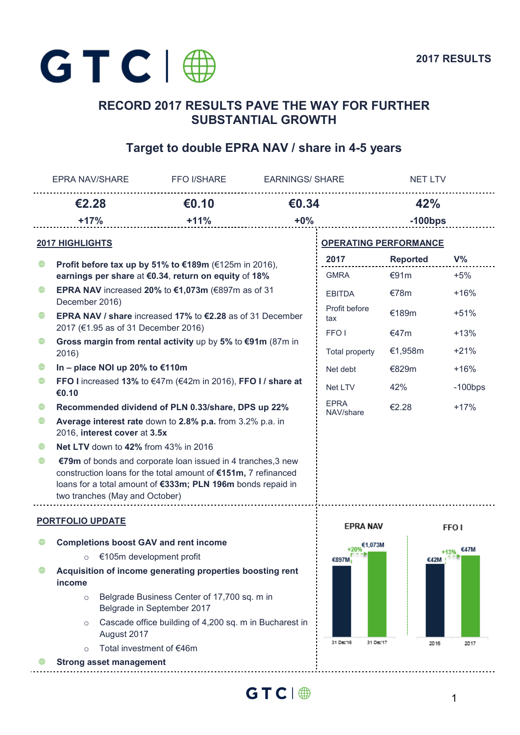# GTC

**2017 RESULTS**

## RECORD 2017 RESULTS PAVE THE WAY FOR FURTHER SUBSTANTIAL GROWTH

### Target to double EPRA NAV / share in 4-5 years

| EPRA NAV/SHARE | FFO I/SHARE | EARNINGS/ SHARE | NET LTV |
|---|---|---|---|
| **€2.28** | **€0.10** | **€0.34** | **42%** |
| **+17%** | **+11%** | **+0%** | **-100bps** |

### 2017 HIGHLIGHTS

- **Profit before tax up by 51% to €189m** (€125m in 2016), **earnings per share** at **€0.34**, **return on equity** of **18%**
- **EPRA NAV** increased **20%** to **€1,073m** (€897m as of 31 December 2016)
- **EPRA NAV / share** increased **17%** to **€2.28** as of 31 December 2017 (€1.95 as of 31 December 2016)
- **Gross margin from rental activity** up by **5%** to **€91m** (87m in 2016)
- **In – place NOI up 20% to €110m**
- **FFO I** increased **13%** to €47m (€42m in 2016), **FFO I / share at €0.10**
- **Recommended dividend of PLN 0.33/share, DPS up 22%**
- **Average interest rate** down to **2.8% p.a.** from 3.2% p.a. in 2016, **interest cover** at **3.5x**
- **Net LTV** down to **42%** from 43% in 2016
- **€79m** of bonds and corporate loan issued in 4 tranches,3 new construction loans for the total amount of **€151m,** 7 refinanced loans for a total amount of **€333m; PLN 196m** bonds repaid in two tranches (May and October)

### OPERATING PERFORMANCE

| 2017 | Reported | V% |
|---|---|---|
| GMRA | €91m | +5% |
| EBITDA | €78m | +16% |
| Profit before tax | €189m | +51% |
| FFO I | €47m | +13% |
| Total property | €1,958m | +21% |
| Net debt | €829m | +16% |
| Net LTV | 42% | -100bps |
| EPRA NAV/share | €2.28 | +17% |

### PORTFOLIO UPDATE

- **Completions boost GAV and rent income**
  - €105m development profit
- **Acquisition of income generating properties boosting rent income**
  - Belgrade Business Center of 17,700 sq. m in Belgrade in September 2017
  - Cascade office building of 4,200 sq. m in Bucharest in August 2017
  - Total investment of €46m
- **Strong asset management**

**EPRA NAV**

| | 31 Dec'16 | 31 Dec'17 |
|---|---|---|
| EPRA NAV | €897M | €1,073M (+20%) |

**FFO I**

| | 2016 | 2017 |
|---|---|---|
| FFO I | €42M | €47M (+13%) |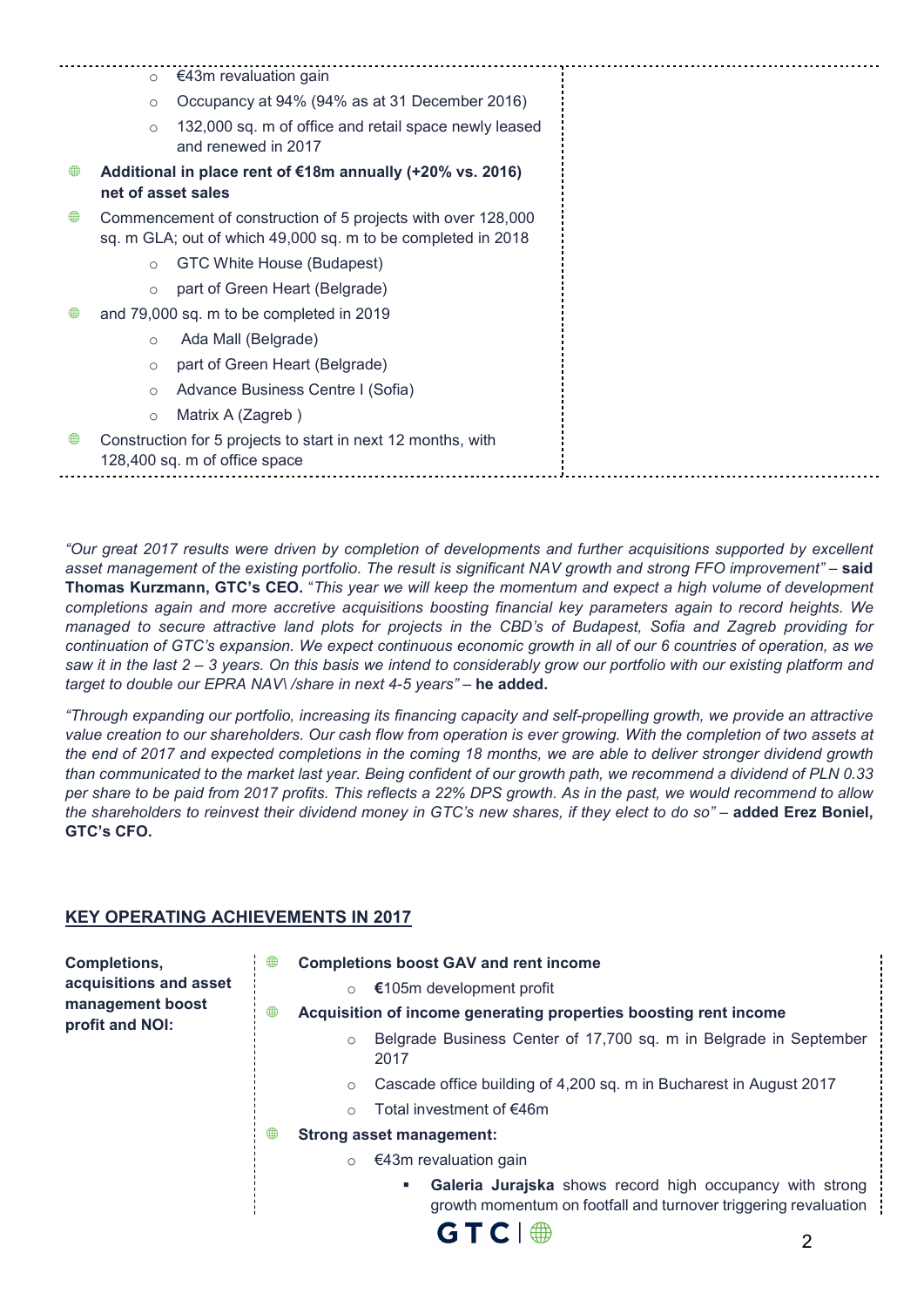- €43m revaluation gain
- Occupancy at 94% (94% as at 31 December 2016)
- 132,000 sq. m of office and retail space newly leased and renewed in 2017

- **Additional in place rent of €18m annually (+20% vs. 2016) net of asset sales**
- Commencement of construction of 5 projects with over 128,000 sq. m GLA; out of which 49,000 sq. m to be completed in 2018
  - GTC White House (Budapest)
  - part of Green Heart (Belgrade)
- and 79,000 sq. m to be completed in 2019
  - Ada Mall (Belgrade)
  - part of Green Heart (Belgrade)
  - Advance Business Centre I (Sofia)
  - Matrix A (Zagreb )
- Construction for 5 projects to start in next 12 months, with 128,400 sq. m of office space

*"Our great 2017 results were driven by completion of developments and further acquisitions supported by excellent asset management of the existing portfolio. The result is significant NAV growth and strong FFO improvement"* – **said Thomas Kurzmann, GTC's CEO.** "*This year we will keep the momentum and expect a high volume of development completions again and more accretive acquisitions boosting financial key parameters again to record heights. We managed to secure attractive land plots for projects in the CBD's of Budapest, Sofia and Zagreb providing for continuation of GTC's expansion. We expect continuous economic growth in all of our 6 countries of operation, as we saw it in the last 2 – 3 years. On this basis we intend to considerably grow our portfolio with our existing platform and target to double our EPRA NAV\ /share in next 4-5 years"* – **he added.**

*"Through expanding our portfolio, increasing its financing capacity and self-propelling growth, we provide an attractive value creation to our shareholders. Our cash flow from operation is ever growing. With the completion of two assets at the end of 2017 and expected completions in the coming 18 months, we are able to deliver stronger dividend growth than communicated to the market last year. Being confident of our growth path, we recommend a dividend of PLN 0.33 per share to be paid from 2017 profits. This reflects a 22% DPS growth. As in the past, we would recommend to allow the shareholders to reinvest their dividend money in GTC's new shares, if they elect to do so"* – **added Erez Boniel, GTC's CFO.**

## KEY OPERATING ACHIEVEMENTS IN 2017

**Completions, acquisitions and asset management boost profit and NOI:**

- **Completions boost GAV and rent income**
  - €105m development profit
- **Acquisition of income generating properties boosting rent income**
  - Belgrade Business Center of 17,700 sq. m in Belgrade in September 2017
  - Cascade office building of 4,200 sq. m in Bucharest in August 2017
  - Total investment of €46m
- **Strong asset management:**
  - €43m revaluation gain
    - **Galeria Jurajska** shows record high occupancy with strong growth momentum on footfall and turnover triggering revaluation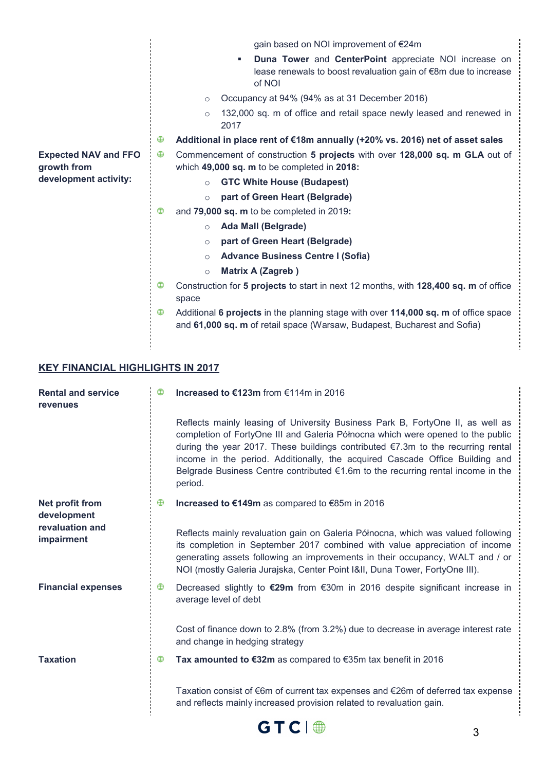gain based on NOI improvement of €24m

- **Duna Tower** and **CenterPoint** appreciate NOI increase on lease renewals to boost revaluation gain of €8m due to increase of NOI

- Occupancy at 94% (94% as at 31 December 2016)
- 132,000 sq. m of office and retail space newly leased and renewed in 2017

- **Additional in place rent of €18m annually (+20% vs. 2016) net of asset sales**

**Expected NAV and FFO growth from development activity:**

- Commencement of construction **5 projects** with over **128,000 sq. m GLA** out of which **49,000 sq. m** to be completed in **2018:**
  - **GTC White House (Budapest)**
  - **part of Green Heart (Belgrade)**
- and **79,000 sq. m** to be completed in 2019**:**
  - **Ada Mall (Belgrade)**
  - **part of Green Heart (Belgrade)**
  - **Advance Business Centre I (Sofia)**
  - **Matrix A (Zagreb )**
- Construction for **5 projects** to start in next 12 months, with **128,400 sq. m** of office space
- Additional **6 projects** in the planning stage with over **114,000 sq. m** of office space and **61,000 sq. m** of retail space (Warsaw, Budapest, Bucharest and Sofia)

## KEY FINANCIAL HIGHLIGHTS IN 2017

**Rental and service revenues**

- **Increased to €123m** from €114m in 2016

Reflects mainly leasing of University Business Park B, FortyOne II, as well as completion of FortyOne III and Galeria Północna which were opened to the public during the year 2017. These buildings contributed €7.3m to the recurring rental income in the period. Additionally, the acquired Cascade Office Building and Belgrade Business Centre contributed €1.6m to the recurring rental income in the period.

**Net profit from development revaluation and impairment**

- **Increased to €149m** as compared to €85m in 2016

Reflects mainly revaluation gain on Galeria Północna, which was valued following its completion in September 2017 combined with value appreciation of income generating assets following an improvements in their occupancy, WALT and / or NOI (mostly Galeria Jurajska, Center Point I&II, Duna Tower, FortyOne III).

**Financial expenses**

- Decreased slightly to **€29m** from €30m in 2016 despite significant increase in average level of debt

Cost of finance down to 2.8% (from 3.2%) due to decrease in average interest rate and change in hedging strategy

**Taxation**

- **Tax amounted to €32m** as compared to €35m tax benefit in 2016

Taxation consist of €6m of current tax expenses and €26m of deferred tax expense and reflects mainly increased provision related to revaluation gain.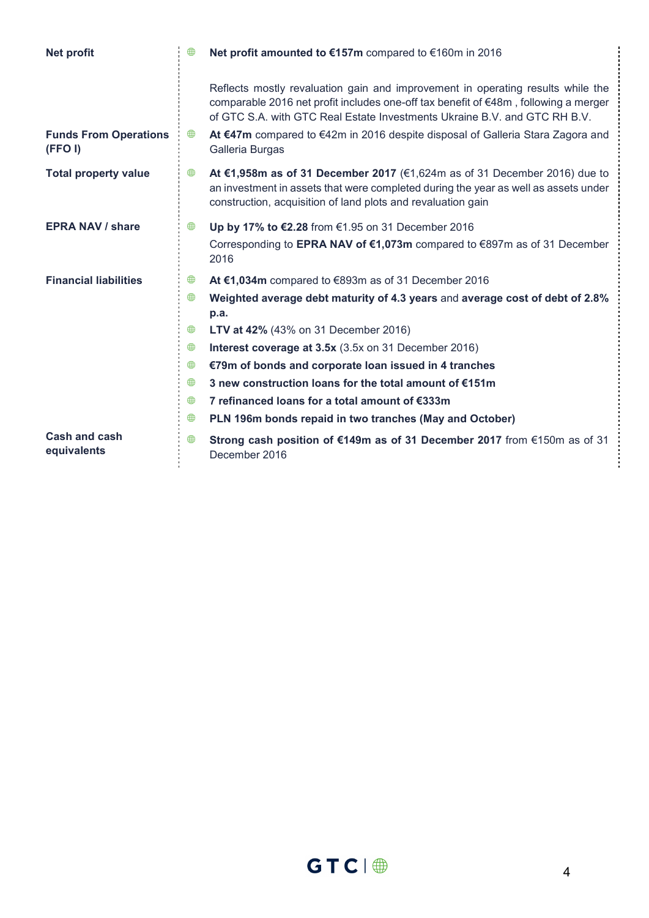| | |
|---|---|
| **Net profit** | - **Net profit amounted to €157m** compared to €160m in 2016<br><br>Reflects mostly revaluation gain and improvement in operating results while the comparable 2016 net profit includes one-off tax benefit of €48m , following a merger of GTC S.A. with GTC Real Estate Investments Ukraine B.V. and GTC RH B.V. |
| **Funds From Operations (FFO I)** | - **At €47m** compared to €42m in 2016 despite disposal of Galleria Stara Zagora and Galleria Burgas |
| **Total property value** | - **At €1,958m as of 31 December 2017** (€1,624m as of 31 December 2016) due to an investment in assets that were completed during the year as well as assets under construction, acquisition of land plots and revaluation gain |
| **EPRA NAV / share** | - **Up by 17% to €2.28** from €1.95 on 31 December 2016<br>Corresponding to **EPRA NAV of €1,073m** compared to €897m as of 31 December 2016 |
| **Financial liabilities** | - **At €1,034m** compared to €893m as of 31 December 2016<br>- **Weighted average debt maturity of 4.3 years** and **average cost of debt of 2.8% p.a.**<br>- **LTV at 42%** (43% on 31 December 2016)<br>- **Interest coverage at 3.5x** (3.5x on 31 December 2016)<br>- **€79m of bonds and corporate loan issued in 4 tranches**<br>- **3 new construction loans for the total amount of €151m**<br>- **7 refinanced loans for a total amount of €333m**<br>- **PLN 196m bonds repaid in two tranches (May and October)** |
| **Cash and cash equivalents** | - **Strong cash position of €149m as of 31 December 2017** from €150m as of 31 December 2016 |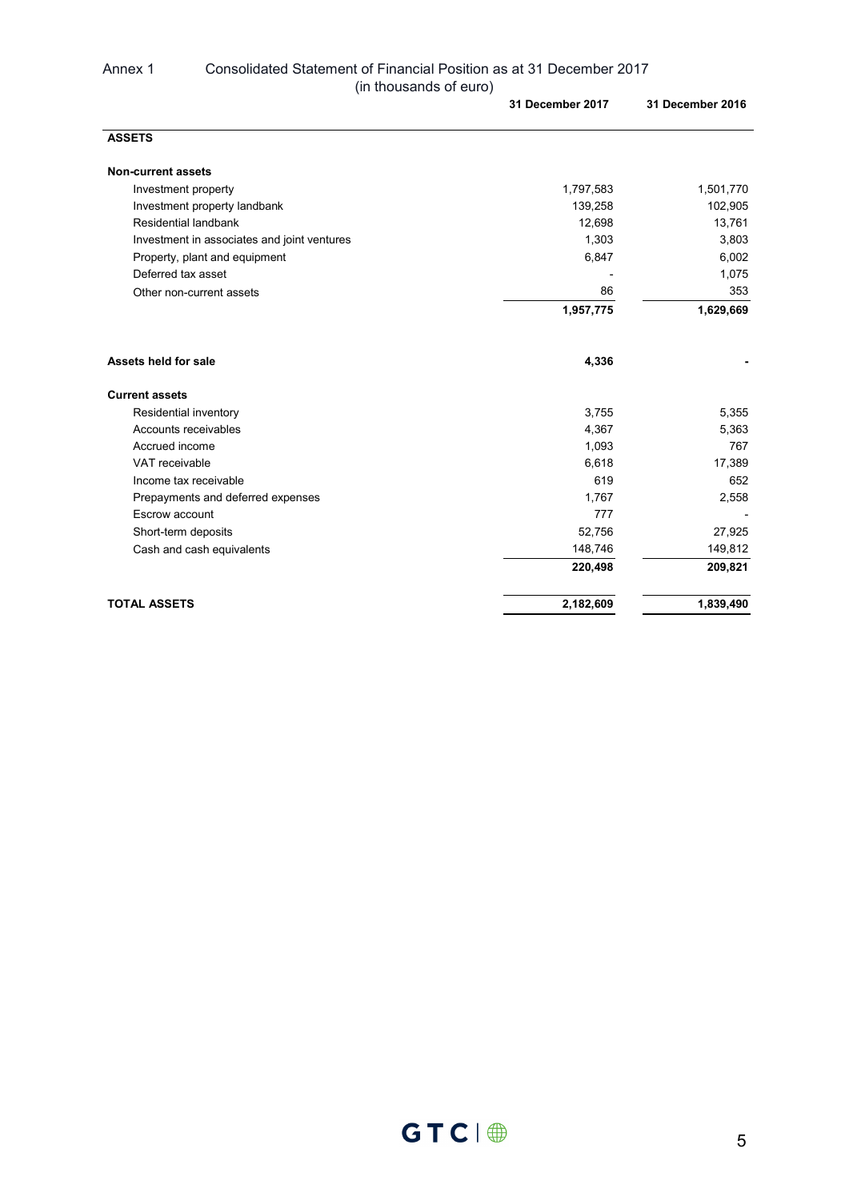Annex 1 Consolidated Statement of Financial Position as at 31 December 2017
(in thousands of euro)

| | 31 December 2017 | 31 December 2016 |
|---|---|---|
| **ASSETS** | | |
| **Non-current assets** | | |
| Investment property | 1,797,583 | 1,501,770 |
| Investment property landbank | 139,258 | 102,905 |
| Residential landbank | 12,698 | 13,761 |
| Investment in associates and joint ventures | 1,303 | 3,803 |
| Property, plant and equipment | 6,847 | 6,002 |
| Deferred tax asset | - | 1,075 |
| Other non-current assets | 86 | 353 |
| | **1,957,775** | **1,629,669** |
| **Assets held for sale** | **4,336** | **-** |
| **Current assets** | | |
| Residential inventory | 3,755 | 5,355 |
| Accounts receivables | 4,367 | 5,363 |
| Accrued income | 1,093 | 767 |
| VAT receivable | 6,618 | 17,389 |
| Income tax receivable | 619 | 652 |
| Prepayments and deferred expenses | 1,767 | 2,558 |
| Escrow account | 777 | - |
| Short-term deposits | 52,756 | 27,925 |
| Cash and cash equivalents | 148,746 | 149,812 |
| | **220,498** | **209,821** |
| **TOTAL ASSETS** | **2,182,609** | **1,839,490** |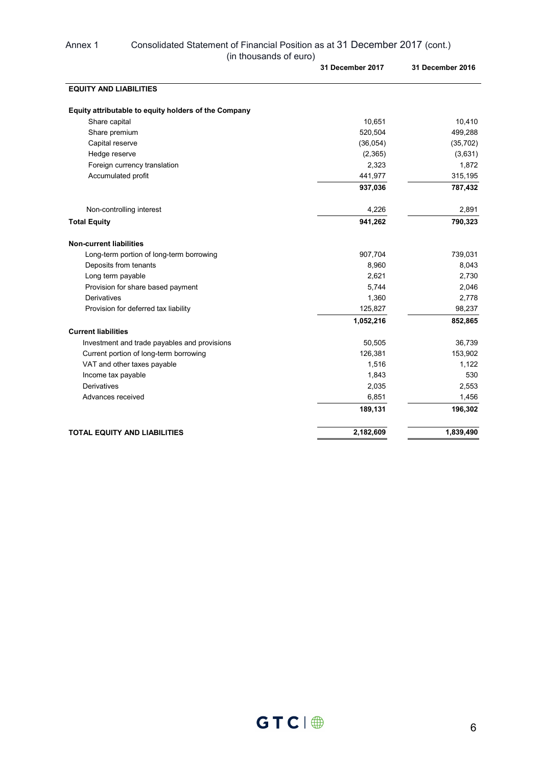Annex 1 Consolidated Statement of Financial Position as at 31 December 2017 (cont.)

(in thousands of euro)

| | 31 December 2017 | 31 December 2016 |
|---|---|---|
| **EQUITY AND LIABILITIES** | | |
| **Equity attributable to equity holders of the Company** | | |
| Share capital | 10,651 | 10,410 |
| Share premium | 520,504 | 499,288 |
| Capital reserve | (36,054) | (35,702) |
| Hedge reserve | (2,365) | (3,631) |
| Foreign currency translation | 2,323 | 1,872 |
| Accumulated profit | 441,977 | 315,195 |
| | **937,036** | **787,432** |
| Non-controlling interest | 4,226 | 2,891 |
| **Total Equity** | **941,262** | **790,323** |
| **Non-current liabilities** | | |
| Long-term portion of long-term borrowing | 907,704 | 739,031 |
| Deposits from tenants | 8,960 | 8,043 |
| Long term payable | 2,621 | 2,730 |
| Provision for share based payment | 5,744 | 2,046 |
| Derivatives | 1,360 | 2,778 |
| Provision for deferred tax liability | 125,827 | 98,237 |
| | **1,052,216** | **852,865** |
| **Current liabilities** | | |
| Investment and trade payables and provisions | 50,505 | 36,739 |
| Current portion of long-term borrowing | 126,381 | 153,902 |
| VAT and other taxes payable | 1,516 | 1,122 |
| Income tax payable | 1,843 | 530 |
| Derivatives | 2,035 | 2,553 |
| Advances received | 6,851 | 1,456 |
| | **189,131** | **196,302** |
| **TOTAL EQUITY AND LIABILITIES** | **2,182,609** | **1,839,490** |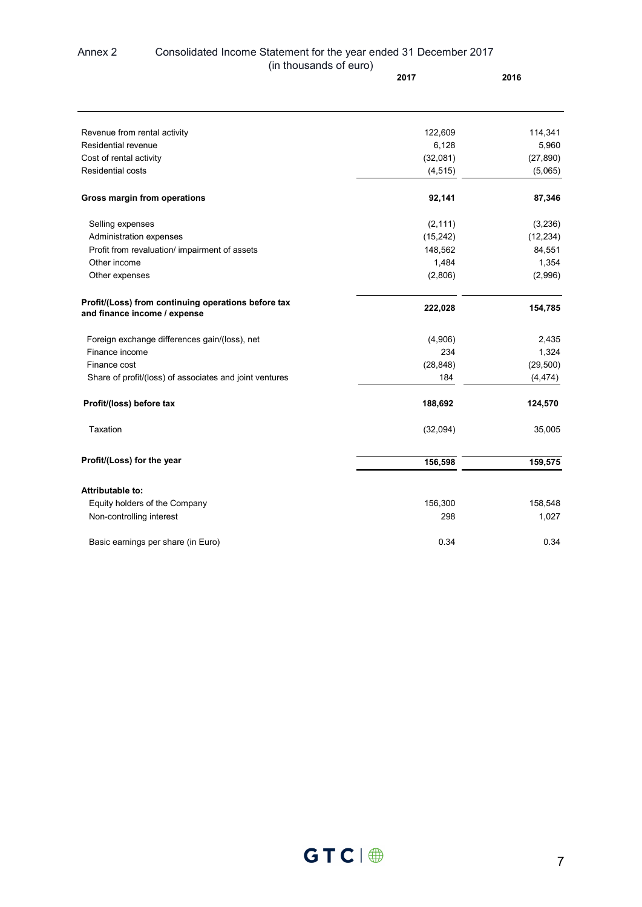Annex 2 Consolidated Income Statement for the year ended 31 December 2017

(in thousands of euro)

| | 2017 | 2016 |
|---|---|---|
| Revenue from rental activity | 122,609 | 114,341 |
| Residential revenue | 6,128 | 5,960 |
| Cost of rental activity | (32,081) | (27,890) |
| Residential costs | (4,515) | (5,065) |
| **Gross margin from operations** | **92,141** | **87,346** |
| Selling expenses | (2,111) | (3,236) |
| Administration expenses | (15,242) | (12,234) |
| Profit from revaluation/ impairment of assets | 148,562 | 84,551 |
| Other income | 1,484 | 1,354 |
| Other expenses | (2,806) | (2,996) |
| **Profit/(Loss) from continuing operations before tax and finance income / expense** | **222,028** | **154,785** |
| Foreign exchange differences gain/(loss), net | (4,906) | 2,435 |
| Finance income | 234 | 1,324 |
| Finance cost | (28,848) | (29,500) |
| Share of profit/(loss) of associates and joint ventures | 184 | (4,474) |
| **Profit/(loss) before tax** | **188,692** | **124,570** |
| Taxation | (32,094) | 35,005 |
| **Profit/(Loss) for the year** | **156,598** | **159,575** |
| **Attributable to:** | | |
| Equity holders of the Company | 156,300 | 158,548 |
| Non-controlling interest | 298 | 1,027 |
| Basic earnings per share (in Euro) | 0.34 | 0.34 |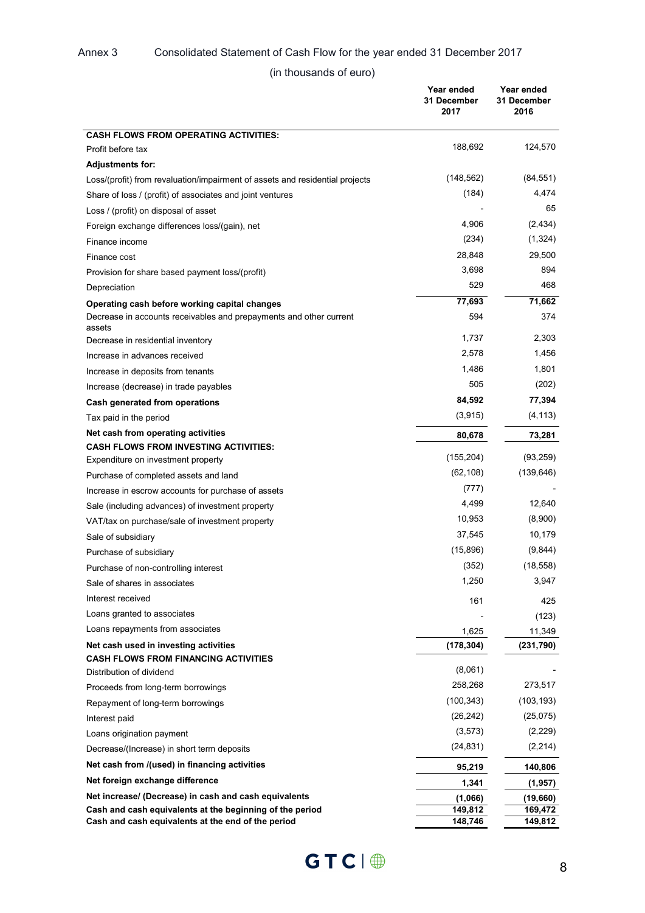Annex 3 Consolidated Statement of Cash Flow for the year ended 31 December 2017

(in thousands of euro)

| | Year ended 31 December 2017 | Year ended 31 December 2016 |
|---|---|---|
| **CASH FLOWS FROM OPERATING ACTIVITIES:** | | |
| Profit before tax | 188,692 | 124,570 |
| **Adjustments for:** | | |
| Loss/(profit) from revaluation/impairment of assets and residential projects | (148,562) | (84,551) |
| Share of loss / (profit) of associates and joint ventures | (184) | 4,474 |
| Loss / (profit) on disposal of asset | - | 65 |
| Foreign exchange differences loss/(gain), net | 4,906 | (2,434) |
| Finance income | (234) | (1,324) |
| Finance cost | 28,848 | 29,500 |
| Provision for share based payment loss/(profit) | 3,698 | 894 |
| Depreciation | 529 | 468 |
| **Operating cash before working capital changes** | **77,693** | **71,662** |
| Decrease in accounts receivables and prepayments and other current assets | 594 | 374 |
| Decrease in residential inventory | 1,737 | 2,303 |
| Increase in advances received | 2,578 | 1,456 |
| Increase in deposits from tenants | 1,486 | 1,801 |
| Increase (decrease) in trade payables | 505 | (202) |
| **Cash generated from operations** | **84,592** | **77,394** |
| Tax paid in the period | (3,915) | (4,113) |
| **Net cash from operating activities** | **80,678** | **73,281** |
| **CASH FLOWS FROM INVESTING ACTIVITIES:** | | |
| Expenditure on investment property | (155,204) | (93,259) |
| Purchase of completed assets and land | (62,108) | (139,646) |
| Increase in escrow accounts for purchase of assets | (777) | - |
| Sale (including advances) of investment property | 4,499 | 12,640 |
| VAT/tax on purchase/sale of investment property | 10,953 | (8,900) |
| Sale of subsidiary | 37,545 | 10,179 |
| Purchase of subsidiary | (15,896) | (9,844) |
| Purchase of non-controlling interest | (352) | (18,558) |
| Sale of shares in associates | 1,250 | 3,947 |
| Interest received | 161 | 425 |
| Loans granted to associates | - | (123) |
| Loans repayments from associates | 1,625 | 11,349 |
| **Net cash used in investing activities** | **(178,304)** | **(231,790)** |
| **CASH FLOWS FROM FINANCING ACTIVITIES** | | |
| Distribution of dividend | (8,061) | - |
| Proceeds from long-term borrowings | 258,268 | 273,517 |
| Repayment of long-term borrowings | (100,343) | (103,193) |
| Interest paid | (26,242) | (25,075) |
| Loans origination payment | (3,573) | (2,229) |
| Decrease/(Increase) in short term deposits | (24,831) | (2,214) |
| **Net cash from /(used) in financing activities** | **95,219** | **140,806** |
| **Net foreign exchange difference** | **1,341** | **(1,957)** |
| **Net increase/ (Decrease) in cash and cash equivalents** | **(1,066)** | **(19,660)** |
| **Cash and cash equivalents at the beginning of the period** | **149,812** | **169,472** |
| **Cash and cash equivalents at the end of the period** | **148,746** | **149,812** |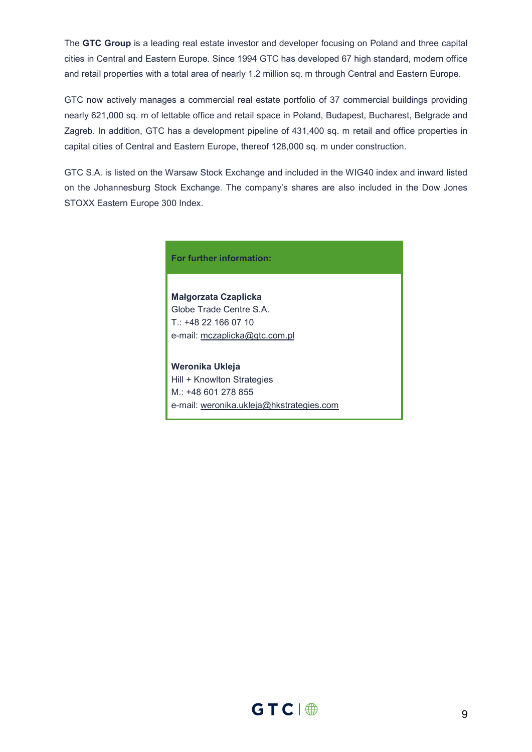The **GTC Group** is a leading real estate investor and developer focusing on Poland and three capital cities in Central and Eastern Europe. Since 1994 GTC has developed 67 high standard, modern office and retail properties with a total area of nearly 1.2 million sq. m through Central and Eastern Europe.

GTC now actively manages a commercial real estate portfolio of 37 commercial buildings providing nearly 621,000 sq. m of lettable office and retail space in Poland, Budapest, Bucharest, Belgrade and Zagreb. In addition, GTC has a development pipeline of 431,400 sq. m retail and office properties in capital cities of Central and Eastern Europe, thereof 128,000 sq. m under construction.

GTC S.A. is listed on the Warsaw Stock Exchange and included in the WIG40 index and inward listed on the Johannesburg Stock Exchange. The company's shares are also included in the Dow Jones STOXX Eastern Europe 300 Index.

**For further information:**

**Małgorzata Czaplicka**
Globe Trade Centre S.A.
T.: +48 22 166 07 10
e-mail: mczaplicka@gtc.com.pl

**Weronika Ukleja**
Hill + Knowlton Strategies
M.: +48 601 278 855
e-mail: weronika.ukleja@hkstrategies.com